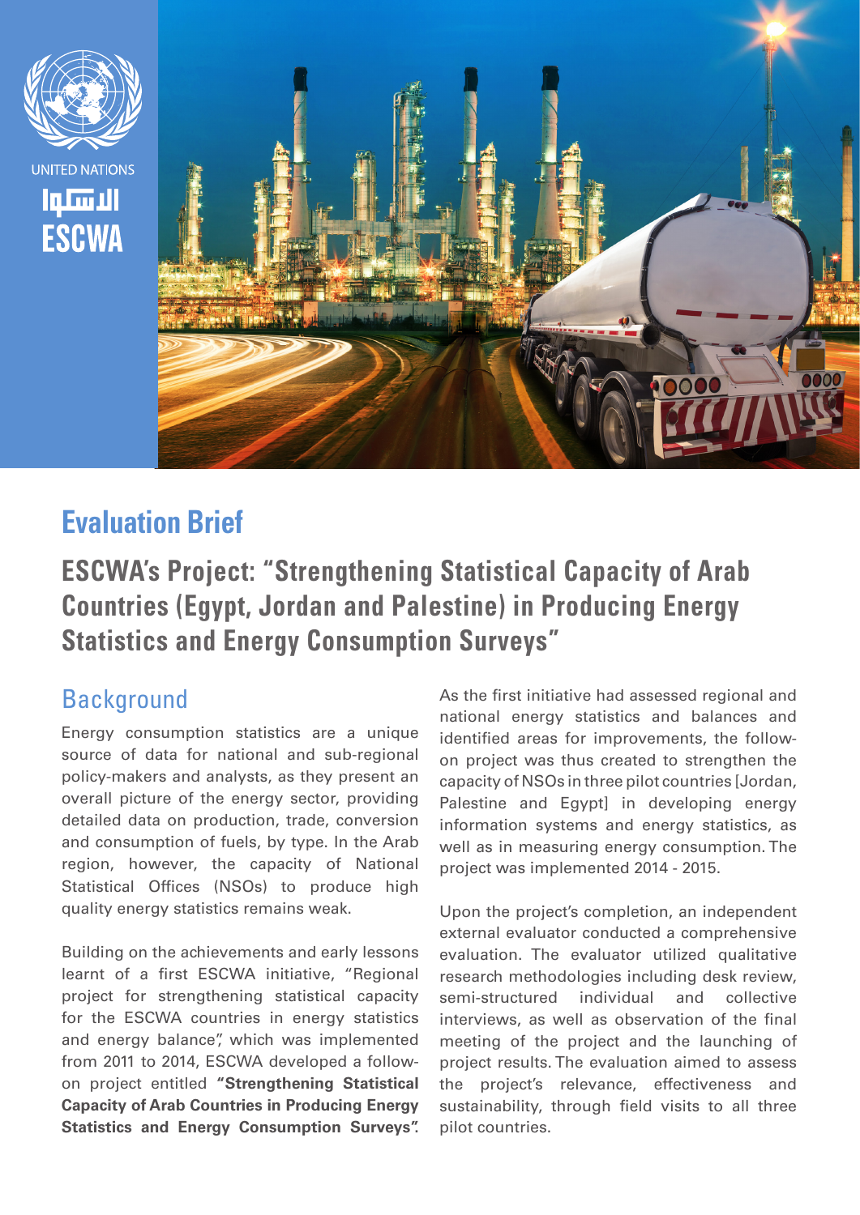UNITED NATIONS

الاسكوا

ESCWA

# Evaluation Brief

## ESCWA's Project: "Strengthening Statistical Capacity of Arab Countries (Egypt, Jordan and Palestine) in Producing Energy Statistics and Energy Consumption Surveys"

## Background

Energy consumption statistics are a unique source of data for national and sub-regional policy-makers and analysts, as they present an overall picture of the energy sector, providing detailed data on production, trade, conversion and consumption of fuels, by type. In the Arab region, however, the capacity of National Statistical Offices (NSOs) to produce high quality energy statistics remains weak.

Building on the achievements and early lessons learnt of a first ESCWA initiative, "Regional project for strengthening statistical capacity for the ESCWA countries in energy statistics and energy balance", which was implemented from 2011 to 2014, ESCWA developed a follow-on project entitled **"Strengthening Statistical Capacity of Arab Countries in Producing Energy Statistics and Energy Consumption Surveys".** As the first initiative had assessed regional and national energy statistics and balances and identified areas for improvements, the follow-on project was thus created to strengthen the capacity of NSOs in three pilot countries [Jordan, Palestine and Egypt] in developing energy information systems and energy statistics, as well as in measuring energy consumption. The project was implemented 2014 - 2015.

Upon the project's completion, an independent external evaluator conducted a comprehensive evaluation. The evaluator utilized qualitative research methodologies including desk review, semi-structured individual and collective interviews, as well as observation of the final meeting of the project and the launching of project results. The evaluation aimed to assess the project's relevance, effectiveness and sustainability, through field visits to all three pilot countries.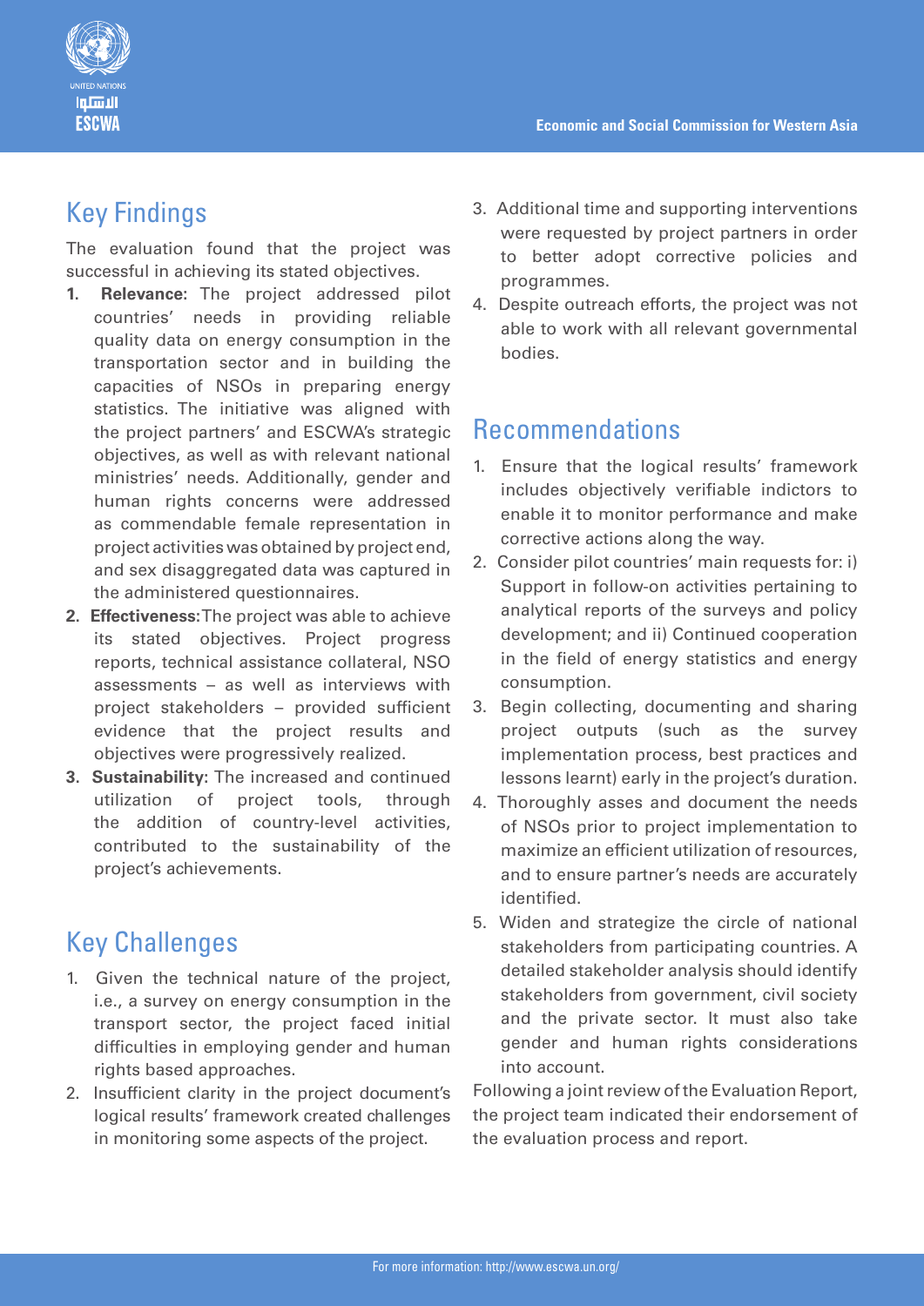## Key Findings

The evaluation found that the project was successful in achieving its stated objectives.

1. **Relevance:** The project addressed pilot countries' needs in providing reliable quality data on energy consumption in the transportation sector and in building the capacities of NSOs in preparing energy statistics. The initiative was aligned with the project partners' and ESCWA's strategic objectives, as well as with relevant national ministries' needs. Additionally, gender and human rights concerns were addressed as commendable female representation in project activities was obtained by project end, and sex disaggregated data was captured in the administered questionnaires.
2. **Effectiveness:** The project was able to achieve its stated objectives. Project progress reports, technical assistance collateral, NSO assessments – as well as interviews with project stakeholders – provided sufficient evidence that the project results and objectives were progressively realized.
3. **Sustainability:** The increased and continued utilization of project tools, through the addition of country-level activities, contributed to the sustainability of the project's achievements.

## Key Challenges

1. Given the technical nature of the project, i.e., a survey on energy consumption in the transport sector, the project faced initial difficulties in employing gender and human rights based approaches.
2. Insufficient clarity in the project document's logical results' framework created challenges in monitoring some aspects of the project.
3. Additional time and supporting interventions were requested by project partners in order to better adopt corrective policies and programmes.
4. Despite outreach efforts, the project was not able to work with all relevant governmental bodies.

## Recommendations

1. Ensure that the logical results' framework includes objectively verifiable indictors to enable it to monitor performance and make corrective actions along the way.
2. Consider pilot countries' main requests for: i) Support in follow-on activities pertaining to analytical reports of the surveys and policy development; and ii) Continued cooperation in the field of energy statistics and energy consumption.
3. Begin collecting, documenting and sharing project outputs (such as the survey implementation process, best practices and lessons learnt) early in the project's duration.
4. Thoroughly asses and document the needs of NSOs prior to project implementation to maximize an efficient utilization of resources, and to ensure partner's needs are accurately identified.
5. Widen and strategize the circle of national stakeholders from participating countries. A detailed stakeholder analysis should identify stakeholders from government, civil society and the private sector. It must also take gender and human rights considerations into account.

Following a joint review of the Evaluation Report, the project team indicated their endorsement of the evaluation process and report.